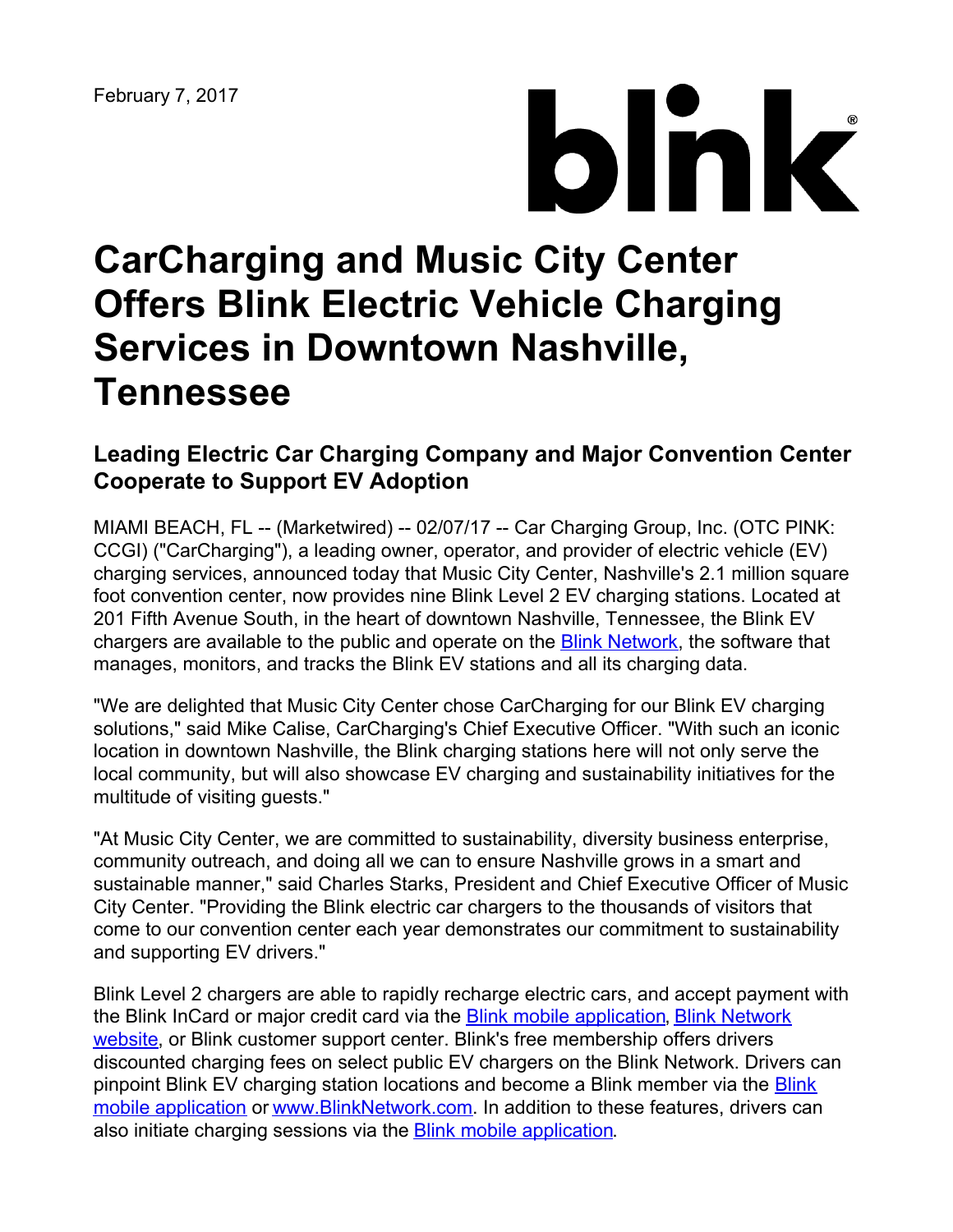February 7, 2017

blink®

# CarCharging and Music City Center Offers Blink Electric Vehicle Charging Services in Downtown Nashville, Tennessee

## Leading Electric Car Charging Company and Major Convention Center Cooperate to Support EV Adoption

MIAMI BEACH, FL -- (Marketwired) -- 02/07/17 -- Car Charging Group, Inc. (OTC PINK: CCGI) ("CarCharging"), a leading owner, operator, and provider of electric vehicle (EV) charging services, announced today that Music City Center, Nashville's 2.1 million square foot convention center, now provides nine Blink Level 2 EV charging stations. Located at 201 Fifth Avenue South, in the heart of downtown Nashville, Tennessee, the Blink EV chargers are available to the public and operate on the Blink Network, the software that manages, monitors, and tracks the Blink EV stations and all its charging data.

"We are delighted that Music City Center chose CarCharging for our Blink EV charging solutions," said Mike Calise, CarCharging's Chief Executive Officer. "With such an iconic location in downtown Nashville, the Blink charging stations here will not only serve the local community, but will also showcase EV charging and sustainability initiatives for the multitude of visiting guests."

"At Music City Center, we are committed to sustainability, diversity business enterprise, community outreach, and doing all we can to ensure Nashville grows in a smart and sustainable manner," said Charles Starks, President and Chief Executive Officer of Music City Center. "Providing the Blink electric car chargers to the thousands of visitors that come to our convention center each year demonstrates our commitment to sustainability and supporting EV drivers."

Blink Level 2 chargers are able to rapidly recharge electric cars, and accept payment with the Blink InCard or major credit card via the Blink mobile application, Blink Network website, or Blink customer support center. Blink's free membership offers drivers discounted charging fees on select public EV chargers on the Blink Network. Drivers can pinpoint Blink EV charging station locations and become a Blink member via the Blink mobile application or www.BlinkNetwork.com. In addition to these features, drivers can also initiate charging sessions via the Blink mobile application.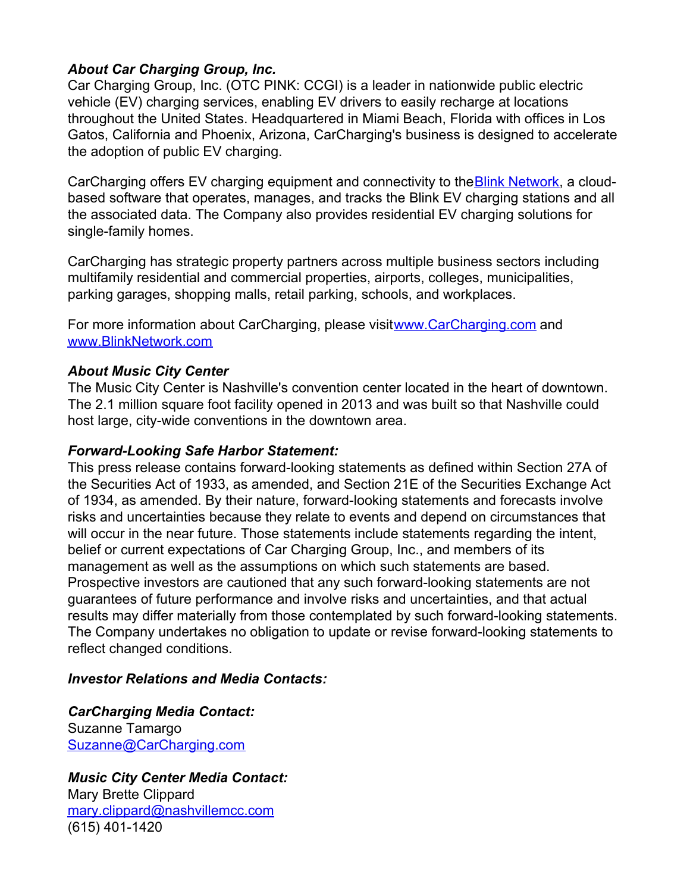***About Car Charging Group, Inc.***

Car Charging Group, Inc. (OTC PINK: CCGI) is a leader in nationwide public electric vehicle (EV) charging services, enabling EV drivers to easily recharge at locations throughout the United States. Headquartered in Miami Beach, Florida with offices in Los Gatos, California and Phoenix, Arizona, CarCharging's business is designed to accelerate the adoption of public EV charging.

CarCharging offers EV charging equipment and connectivity to the Blink Network, a cloud-based software that operates, manages, and tracks the Blink EV charging stations and all the associated data. The Company also provides residential EV charging solutions for single-family homes.

CarCharging has strategic property partners across multiple business sectors including multifamily residential and commercial properties, airports, colleges, municipalities, parking garages, shopping malls, retail parking, schools, and workplaces.

For more information about CarCharging, please visit www.CarCharging.com and www.BlinkNetwork.com

***About Music City Center***

The Music City Center is Nashville's convention center located in the heart of downtown. The 2.1 million square foot facility opened in 2013 and was built so that Nashville could host large, city-wide conventions in the downtown area.

***Forward-Looking Safe Harbor Statement:***

This press release contains forward-looking statements as defined within Section 27A of the Securities Act of 1933, as amended, and Section 21E of the Securities Exchange Act of 1934, as amended. By their nature, forward-looking statements and forecasts involve risks and uncertainties because they relate to events and depend on circumstances that will occur in the near future. Those statements include statements regarding the intent, belief or current expectations of Car Charging Group, Inc., and members of its management as well as the assumptions on which such statements are based. Prospective investors are cautioned that any such forward-looking statements are not guarantees of future performance and involve risks and uncertainties, and that actual results may differ materially from those contemplated by such forward-looking statements. The Company undertakes no obligation to update or revise forward-looking statements to reflect changed conditions.

***Investor Relations and Media Contacts:***

***CarCharging Media Contact:***

Suzanne Tamargo
Suzanne@CarCharging.com

***Music City Center Media Contact:***

Mary Brette Clippard
mary.clippard@nashvillemcc.com
(615) 401-1420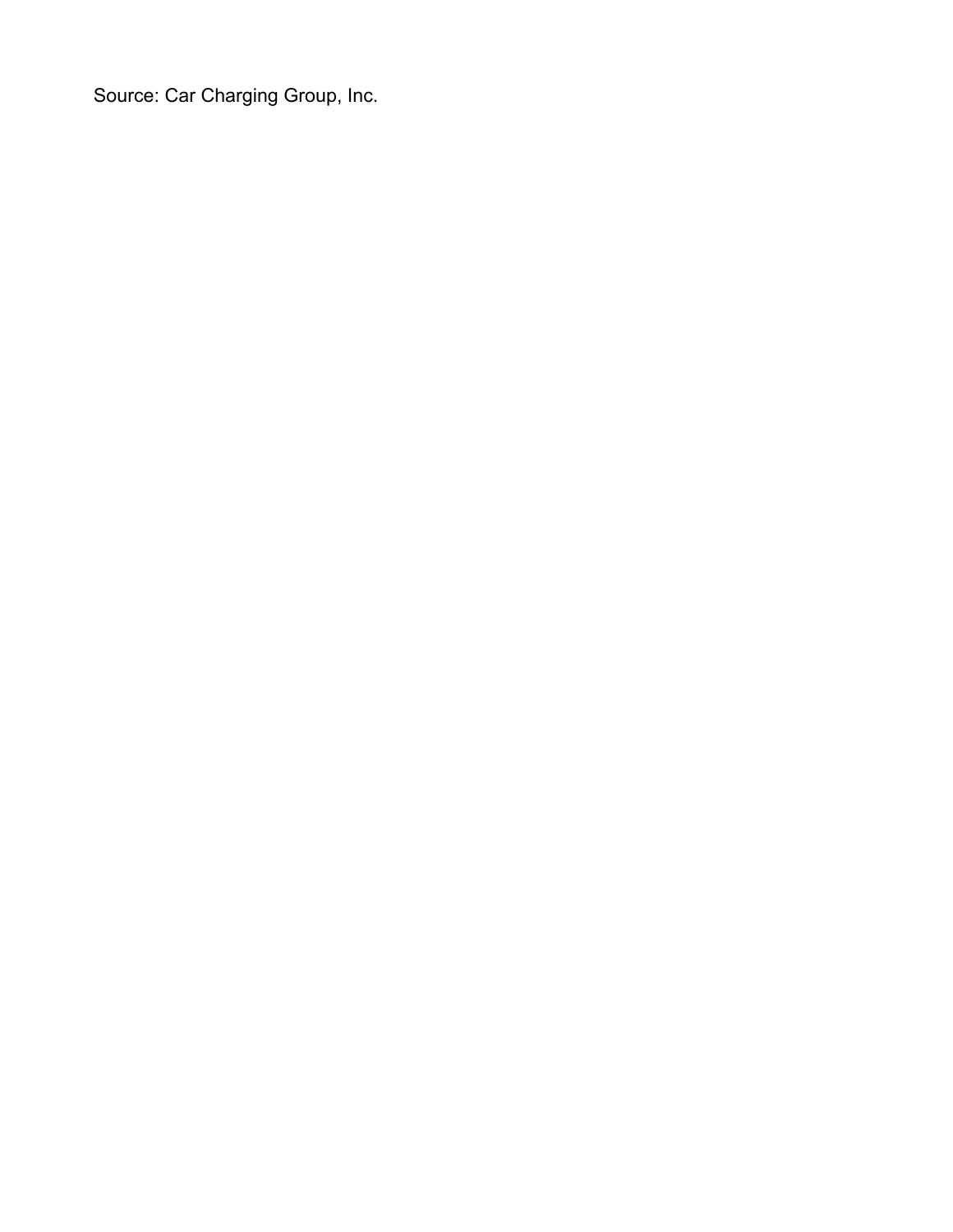Source: Car Charging Group, Inc.